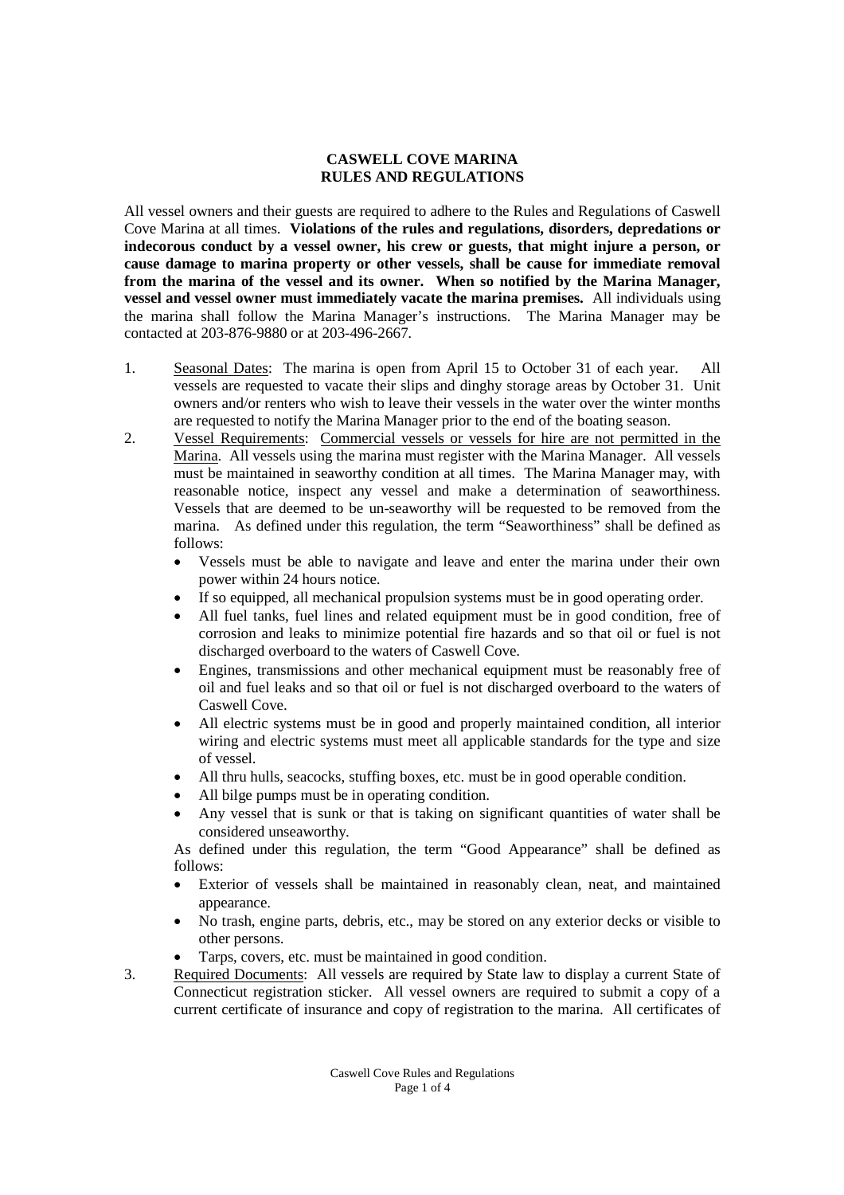# CASWELL COVE MARINA
# RULES AND REGULATIONS

All vessel owners and their guests are required to adhere to the Rules and Regulations of Caswell Cove Marina at all times. **Violations of the rules and regulations, disorders, depredations or indecorous conduct by a vessel owner, his crew or guests, that might injure a person, or cause damage to marina property or other vessels, shall be cause for immediate removal from the marina of the vessel and its owner. When so notified by the Marina Manager, vessel and vessel owner must immediately vacate the marina premises.** All individuals using the marina shall follow the Marina Manager's instructions. The Marina Manager may be contacted at 203-876-9880 or at 203-496-2667.

1. <u>Seasonal Dates</u>: The marina is open from April 15 to October 31 of each year. All vessels are requested to vacate their slips and dinghy storage areas by October 31. Unit owners and/or renters who wish to leave their vessels in the water over the winter months are requested to notify the Marina Manager prior to the end of the boating season.

2. <u>Vessel Requirements</u>: <u>Commercial vessels or vessels for hire are not permitted in the Marina</u>. All vessels using the marina must register with the Marina Manager. All vessels must be maintained in seaworthy condition at all times. The Marina Manager may, with reasonable notice, inspect any vessel and make a determination of seaworthiness. Vessels that are deemed to be un-seaworthy will be requested to be removed from the marina. As defined under this regulation, the term "Seaworthiness" shall be defined as follows:
   - Vessels must be able to navigate and leave and enter the marina under their own power within 24 hours notice.
   - If so equipped, all mechanical propulsion systems must be in good operating order.
   - All fuel tanks, fuel lines and related equipment must be in good condition, free of corrosion and leaks to minimize potential fire hazards and so that oil or fuel is not discharged overboard to the waters of Caswell Cove.
   - Engines, transmissions and other mechanical equipment must be reasonably free of oil and fuel leaks and so that oil or fuel is not discharged overboard to the waters of Caswell Cove.
   - All electric systems must be in good and properly maintained condition, all interior wiring and electric systems must meet all applicable standards for the type and size of vessel.
   - All thru hulls, seacocks, stuffing boxes, etc. must be in good operable condition.
   - All bilge pumps must be in operating condition.
   - Any vessel that is sunk or that is taking on significant quantities of water shall be considered unseaworthy.

   As defined under this regulation, the term "Good Appearance" shall be defined as follows:
   - Exterior of vessels shall be maintained in reasonably clean, neat, and maintained appearance.
   - No trash, engine parts, debris, etc., may be stored on any exterior decks or visible to other persons.
   - Tarps, covers, etc. must be maintained in good condition.

3. <u>Required Documents</u>: All vessels are required by State law to display a current State of Connecticut registration sticker. All vessel owners are required to submit a copy of a current certificate of insurance and copy of registration to the marina. All certificates of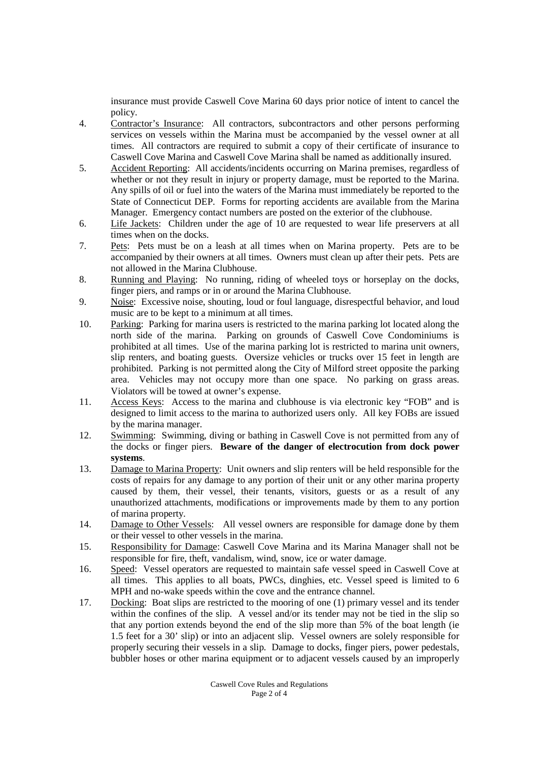insurance must provide Caswell Cove Marina 60 days prior notice of intent to cancel the policy.

4. <u>Contractor's Insurance</u>: All contractors, subcontractors and other persons performing services on vessels within the Marina must be accompanied by the vessel owner at all times. All contractors are required to submit a copy of their certificate of insurance to Caswell Cove Marina and Caswell Cove Marina shall be named as additionally insured.
5. <u>Accident Reporting</u>: All accidents/incidents occurring on Marina premises, regardless of whether or not they result in injury or property damage, must be reported to the Marina. Any spills of oil or fuel into the waters of the Marina must immediately be reported to the State of Connecticut DEP. Forms for reporting accidents are available from the Marina Manager. Emergency contact numbers are posted on the exterior of the clubhouse.
6. <u>Life Jackets</u>: Children under the age of 10 are requested to wear life preservers at all times when on the docks.
7. <u>Pets</u>: Pets must be on a leash at all times when on Marina property. Pets are to be accompanied by their owners at all times. Owners must clean up after their pets. Pets are not allowed in the Marina Clubhouse.
8. <u>Running and Playing</u>: No running, riding of wheeled toys or horseplay on the docks, finger piers, and ramps or in or around the Marina Clubhouse.
9. <u>Noise</u>: Excessive noise, shouting, loud or foul language, disrespectful behavior, and loud music are to be kept to a minimum at all times.
10. <u>Parking</u>: Parking for marina users is restricted to the marina parking lot located along the north side of the marina. Parking on grounds of Caswell Cove Condominiums is prohibited at all times. Use of the marina parking lot is restricted to marina unit owners, slip renters, and boating guests. Oversize vehicles or trucks over 15 feet in length are prohibited. Parking is not permitted along the City of Milford street opposite the parking area. Vehicles may not occupy more than one space. No parking on grass areas. Violators will be towed at owner's expense.
11. <u>Access Keys</u>: Access to the marina and clubhouse is via electronic key "FOB" and is designed to limit access to the marina to authorized users only. All key FOBs are issued by the marina manager.
12. <u>Swimming</u>: Swimming, diving or bathing in Caswell Cove is not permitted from any of the docks or finger piers. **Beware of the danger of electrocution from dock power systems**.
13. <u>Damage to Marina Property</u>: Unit owners and slip renters will be held responsible for the costs of repairs for any damage to any portion of their unit or any other marina property caused by them, their vessel, their tenants, visitors, guests or as a result of any unauthorized attachments, modifications or improvements made by them to any portion of marina property.
14. <u>Damage to Other Vessels</u>: All vessel owners are responsible for damage done by them or their vessel to other vessels in the marina.
15. <u>Responsibility for Damage</u>: Caswell Cove Marina and its Marina Manager shall not be responsible for fire, theft, vandalism, wind, snow, ice or water damage.
16. <u>Speed</u>: Vessel operators are requested to maintain safe vessel speed in Caswell Cove at all times. This applies to all boats, PWCs, dinghies, etc. Vessel speed is limited to 6 MPH and no-wake speeds within the cove and the entrance channel.
17. <u>Docking</u>: Boat slips are restricted to the mooring of one (1) primary vessel and its tender within the confines of the slip. A vessel and/or its tender may not be tied in the slip so that any portion extends beyond the end of the slip more than 5% of the boat length (ie 1.5 feet for a 30' slip) or into an adjacent slip. Vessel owners are solely responsible for properly securing their vessels in a slip. Damage to docks, finger piers, power pedestals, bubbler hoses or other marina equipment or to adjacent vessels caused by an improperly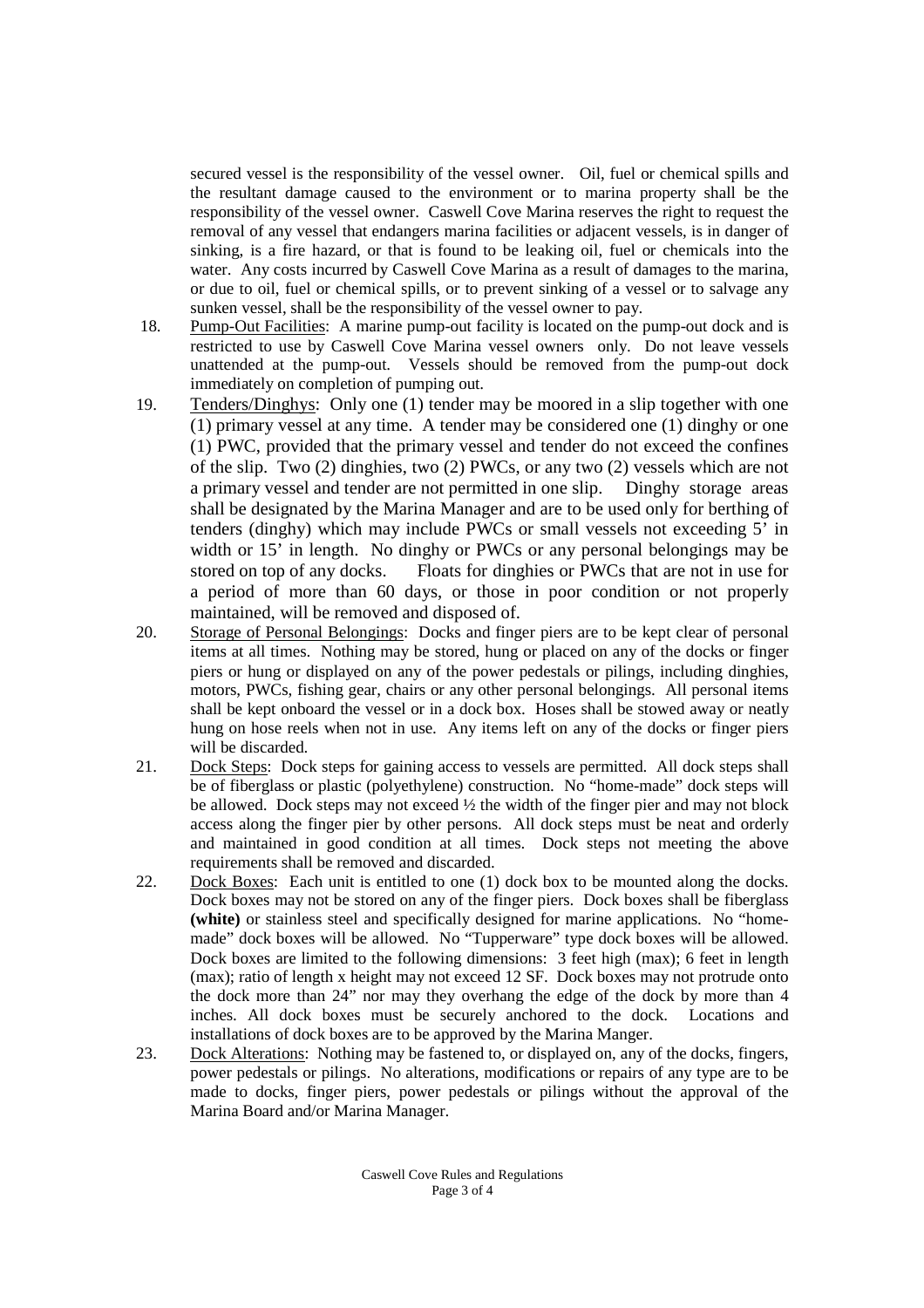secured vessel is the responsibility of the vessel owner. Oil, fuel or chemical spills and the resultant damage caused to the environment or to marina property shall be the responsibility of the vessel owner. Caswell Cove Marina reserves the right to request the removal of any vessel that endangers marina facilities or adjacent vessels, is in danger of sinking, is a fire hazard, or that is found to be leaking oil, fuel or chemicals into the water. Any costs incurred by Caswell Cove Marina as a result of damages to the marina, or due to oil, fuel or chemical spills, or to prevent sinking of a vessel or to salvage any sunken vessel, shall be the responsibility of the vessel owner to pay.

18. Pump-Out Facilities: A marine pump-out facility is located on the pump-out dock and is restricted to use by Caswell Cove Marina vessel owners only. Do not leave vessels unattended at the pump-out. Vessels should be removed from the pump-out dock immediately on completion of pumping out.

19. Tenders/Dinghys: Only one (1) tender may be moored in a slip together with one (1) primary vessel at any time. A tender may be considered one (1) dinghy or one (1) PWC, provided that the primary vessel and tender do not exceed the confines of the slip. Two (2) dinghies, two (2) PWCs, or any two (2) vessels which are not a primary vessel and tender are not permitted in one slip. Dinghy storage areas shall be designated by the Marina Manager and are to be used only for berthing of tenders (dinghy) which may include PWCs or small vessels not exceeding 5' in width or 15' in length. No dinghy or PWCs or any personal belongings may be stored on top of any docks. Floats for dinghies or PWCs that are not in use for a period of more than 60 days, or those in poor condition or not properly maintained, will be removed and disposed of.

20. Storage of Personal Belongings: Docks and finger piers are to be kept clear of personal items at all times. Nothing may be stored, hung or placed on any of the docks or finger piers or hung or displayed on any of the power pedestals or pilings, including dinghies, motors, PWCs, fishing gear, chairs or any other personal belongings. All personal items shall be kept onboard the vessel or in a dock box. Hoses shall be stowed away or neatly hung on hose reels when not in use. Any items left on any of the docks or finger piers will be discarded.

21. Dock Steps: Dock steps for gaining access to vessels are permitted. All dock steps shall be of fiberglass or plastic (polyethylene) construction. No "home-made" dock steps will be allowed. Dock steps may not exceed ½ the width of the finger pier and may not block access along the finger pier by other persons. All dock steps must be neat and orderly and maintained in good condition at all times. Dock steps not meeting the above requirements shall be removed and discarded.

22. Dock Boxes: Each unit is entitled to one (1) dock box to be mounted along the docks. Dock boxes may not be stored on any of the finger piers. Dock boxes shall be fiberglass **(white)** or stainless steel and specifically designed for marine applications. No "home-made" dock boxes will be allowed. No "Tupperware" type dock boxes will be allowed. Dock boxes are limited to the following dimensions: 3 feet high (max); 6 feet in length (max); ratio of length x height may not exceed 12 SF. Dock boxes may not protrude onto the dock more than 24" nor may they overhang the edge of the dock by more than 4 inches. All dock boxes must be securely anchored to the dock. Locations and installations of dock boxes are to be approved by the Marina Manger.

23. Dock Alterations: Nothing may be fastened to, or displayed on, any of the docks, fingers, power pedestals or pilings. No alterations, modifications or repairs of any type are to be made to docks, finger piers, power pedestals or pilings without the approval of the Marina Board and/or Marina Manager.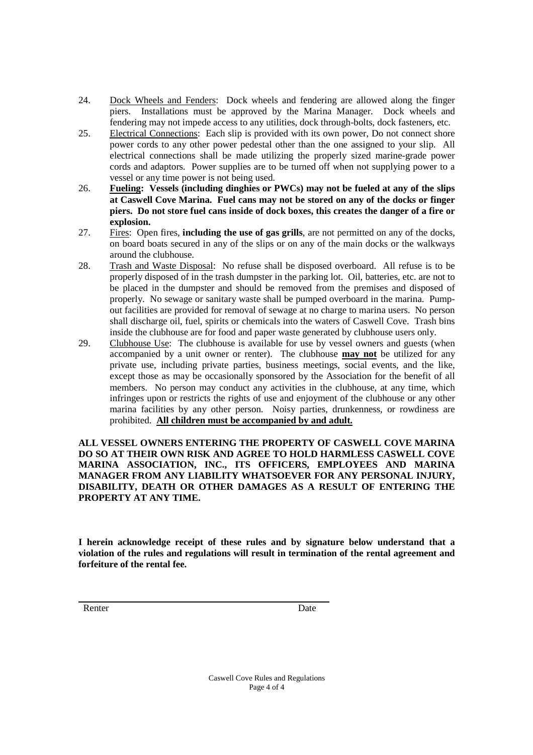24. Dock Wheels and Fenders: Dock wheels and fendering are allowed along the finger piers. Installations must be approved by the Marina Manager. Dock wheels and fendering may not impede access to any utilities, dock through-bolts, dock fasteners, etc.
25. Electrical Connections: Each slip is provided with its own power, Do not connect shore power cords to any other power pedestal other than the one assigned to your slip. All electrical connections shall be made utilizing the properly sized marine-grade power cords and adaptors. Power supplies are to be turned off when not supplying power to a vessel or any time power is not being used.
26. **Fueling: Vessels (including dinghies or PWCs) may not be fueled at any of the slips at Caswell Cove Marina. Fuel cans may not be stored on any of the docks or finger piers. Do not store fuel cans inside of dock boxes, this creates the danger of a fire or explosion.**
27. Fires: Open fires, **including the use of gas grills**, are not permitted on any of the docks, on board boats secured in any of the slips or on any of the main docks or the walkways around the clubhouse.
28. Trash and Waste Disposal: No refuse shall be disposed overboard. All refuse is to be properly disposed of in the trash dumpster in the parking lot. Oil, batteries, etc. are not to be placed in the dumpster and should be removed from the premises and disposed of properly. No sewage or sanitary waste shall be pumped overboard in the marina. Pump-out facilities are provided for removal of sewage at no charge to marina users. No person shall discharge oil, fuel, spirits or chemicals into the waters of Caswell Cove. Trash bins inside the clubhouse are for food and paper waste generated by clubhouse users only.
29. Clubhouse Use: The clubhouse is available for use by vessel owners and guests (when accompanied by a unit owner or renter). The clubhouse **may not** be utilized for any private use, including private parties, business meetings, social events, and the like, except those as may be occasionally sponsored by the Association for the benefit of all members. No person may conduct any activities in the clubhouse, at any time, which infringes upon or restricts the rights of use and enjoyment of the clubhouse or any other marina facilities by any other person. Noisy parties, drunkenness, or rowdiness are prohibited. **All children must be accompanied by and adult.**

**ALL VESSEL OWNERS ENTERING THE PROPERTY OF CASWELL COVE MARINA DO SO AT THEIR OWN RISK AND AGREE TO HOLD HARMLESS CASWELL COVE MARINA ASSOCIATION, INC., ITS OFFICERS, EMPLOYEES AND MARINA MANAGER FROM ANY LIABILITY WHATSOEVER FOR ANY PERSONAL INJURY, DISABILITY, DEATH OR OTHER DAMAGES AS A RESULT OF ENTERING THE PROPERTY AT ANY TIME.**

**I herein acknowledge receipt of these rules and by signature below understand that a violation of the rules and regulations will result in termination of the rental agreement and forfeiture of the rental fee.**

\_\_\_\_\_\_\_\_\_\_\_\_\_\_\_\_\_\_\_\_\_\_\_\_\_\_\_\_\_\_\_\_\_\_\_\_\_\_\_\_\_\_\_\_

Renter Date